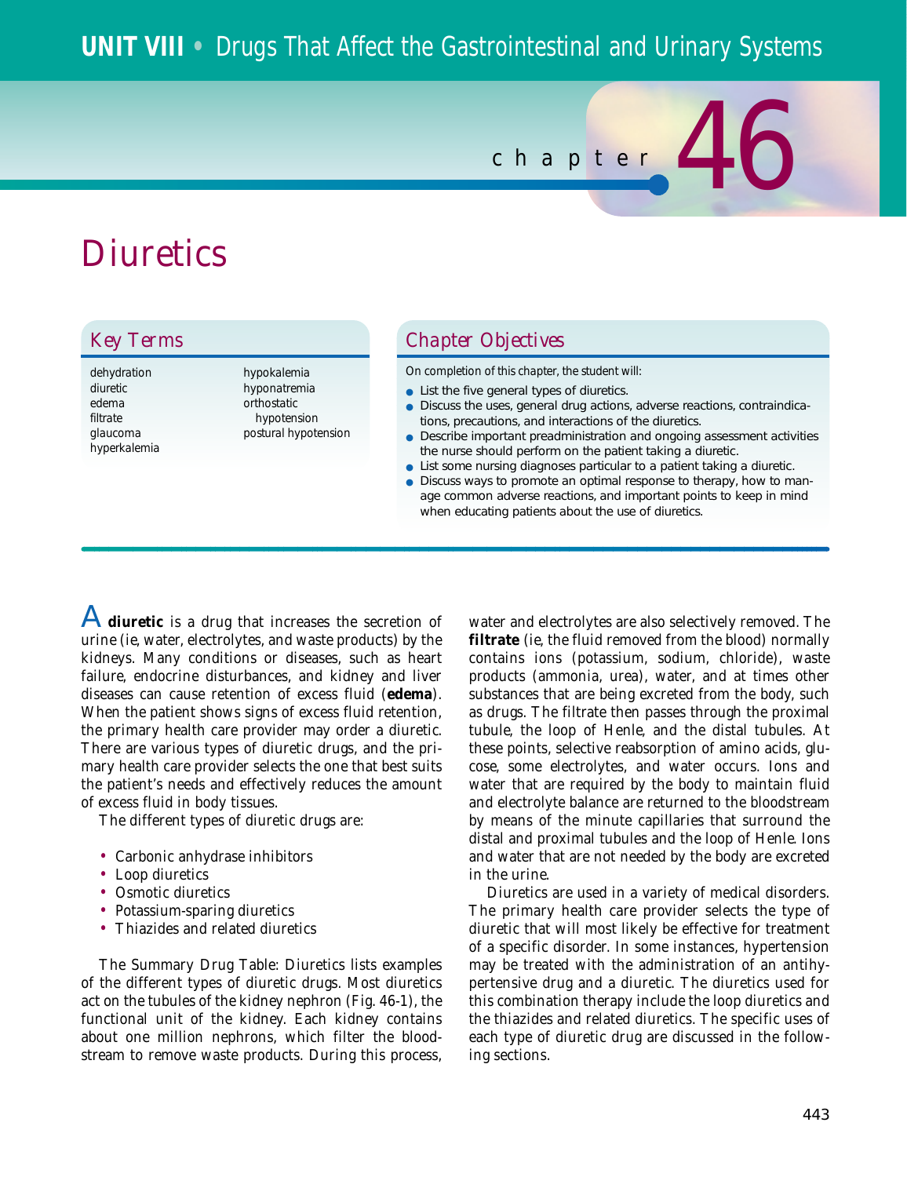# Diuretics

## Key Terms

dehydration
diuretic
edema
filtrate
glaucoma
hyperkalemia
hypokalemia
hyponatremia
orthostatic hypotension
postural hypotension

## Chapter Objectives

On completion of this chapter, the student will:

- List the five general types of diuretics.
- Discuss the uses, general drug actions, adverse reactions, contraindications, precautions, and interactions of the diuretics.
- Describe important preadministration and ongoing assessment activities the nurse should perform on the patient taking a diuretic.
- List some nursing diagnoses particular to a patient taking a diuretic.
- Discuss ways to promote an optimal response to therapy, how to manage common adverse reactions, and important points to keep in mind when educating patients about the use of diuretics.

A **diuretic** is a drug that increases the secretion of urine (ie, water, electrolytes, and waste products) by the kidneys. Many conditions or diseases, such as heart failure, endocrine disturbances, and kidney and liver diseases can cause retention of excess fluid (**edema**). When the patient shows signs of excess fluid retention, the primary health care provider may order a diuretic. There are various types of diuretic drugs, and the primary health care provider selects the one that best suits the patient's needs and effectively reduces the amount of excess fluid in body tissues.

The different types of diuretic drugs are:

- Carbonic anhydrase inhibitors
- Loop diuretics
- Osmotic diuretics
- Potassium-sparing diuretics
- Thiazides and related diuretics

The Summary Drug Table: Diuretics lists examples of the different types of diuretic drugs. Most diuretics act on the tubules of the kidney nephron (Fig. 46-1), the functional unit of the kidney. Each kidney contains about one million nephrons, which filter the bloodstream to remove waste products. During this process, water and electrolytes are also selectively removed. The **filtrate** (ie, the fluid removed from the blood) normally contains ions (potassium, sodium, chloride), waste products (ammonia, urea), water, and at times other substances that are being excreted from the body, such as drugs. The filtrate then passes through the proximal tubule, the loop of Henle, and the distal tubules. At these points, selective reabsorption of amino acids, glucose, some electrolytes, and water occurs. Ions and water that are required by the body to maintain fluid and electrolyte balance are returned to the bloodstream by means of the minute capillaries that surround the distal and proximal tubules and the loop of Henle. Ions and water that are not needed by the body are excreted in the urine.

Diuretics are used in a variety of medical disorders. The primary health care provider selects the type of diuretic that will most likely be effective for treatment of a specific disorder. In some instances, hypertension may be treated with the administration of an antihypertensive drug and a diuretic. The diuretics used for this combination therapy include the loop diuretics and the thiazides and related diuretics. The specific uses of each type of diuretic drug are discussed in the following sections.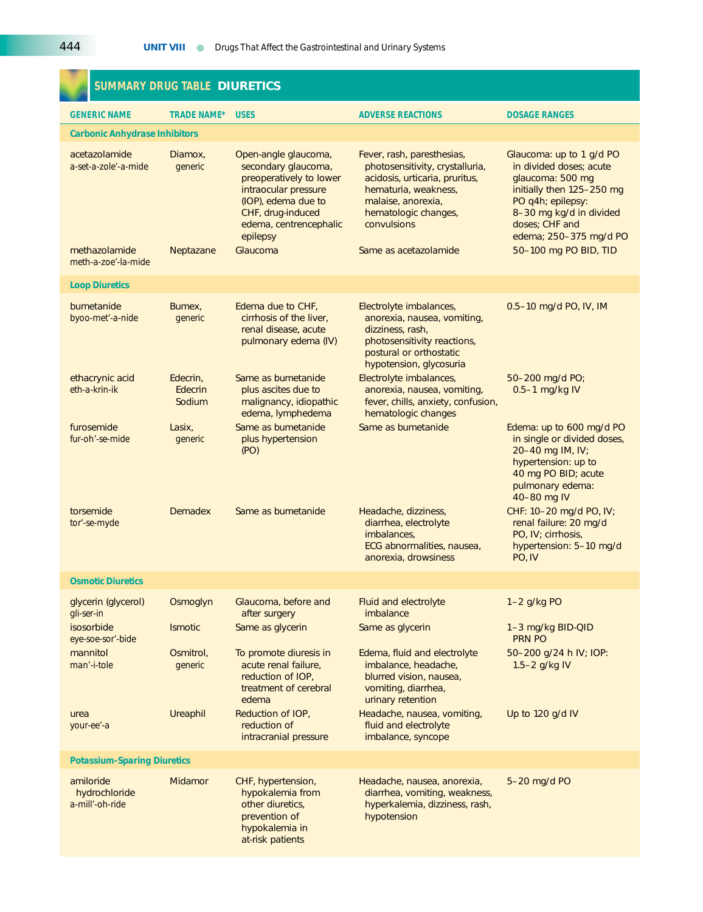## SUMMARY DRUG TABLE DIURETICS

| GENERIC NAME | TRADE NAME* | USES | ADVERSE REACTIONS | DOSAGE RANGES |
|---|---|---|---|---|
| **Carbonic Anhydrase Inhibitors** | | | | |
| acetazolamide a-set-a-zole'-a-mide | Diamox, generic | Open-angle glaucoma, secondary glaucoma, preoperatively to lower intraocular pressure (IOP), edema due to CHF, drug-induced edema, centrencephalic epilepsy | Fever, rash, paresthesias, photosensitivity, crystalluria, acidosis, urticaria, pruritus, hematuria, weakness, malaise, anorexia, hematologic changes, convulsions | Glaucoma: up to 1 g/d PO in divided doses; acute glaucoma: 500 mg initially then 125–250 mg PO q4h; epilepsy: 8–30 mg kg/d in divided doses; CHF and edema; 250–375 mg/d PO |
| methazolamide meth-a-zoe'-la-mide | Neptazane | Glaucoma | Same as acetazolamide | 50–100 mg PO BID, TID |
| **Loop Diuretics** | | | | |
| bumetanide byoo-met'-a-nide | Bumex, generic | Edema due to CHF, cirrhosis of the liver, renal disease, acute pulmonary edema (IV) | Electrolyte imbalances, anorexia, nausea, vomiting, dizziness, rash, photosensitivity reactions, postural or orthostatic hypotension, glycosuria | 0.5–10 mg/d PO, IV, IM |
| ethacrynic acid eth-a-krin-ik | Edecrin, Edecrin Sodium | Same as bumetanide plus ascites due to malignancy, idiopathic edema, lymphedema | Electrolyte imbalances, anorexia, nausea, vomiting, fever, chills, anxiety, confusion, hematologic changes | 50–200 mg/d PO; 0.5–1 mg/kg IV |
| furosemide fur-oh'-se-mide | Lasix, generic | Same as bumetanide plus hypertension (PO) | Same as bumetanide | Edema: up to 600 mg/d PO in single or divided doses, 20–40 mg IM, IV; hypertension: up to 40 mg PO BID; acute pulmonary edema: 40–80 mg IV |
| torsemide tor'-se-myde | Demadex | Same as bumetanide | Headache, dizziness, diarrhea, electrolyte imbalances, ECG abnormalities, nausea, anorexia, drowsiness | CHF: 10–20 mg/d PO, IV; renal failure: 20 mg/d PO, IV; cirrhosis, hypertension: 5–10 mg/d PO, IV |
| **Osmotic Diuretics** | | | | |
| glycerin (glycerol) gli-ser-in | Osmoglyn | Glaucoma, before and after surgery | Fluid and electrolyte imbalance | 1–2 g/kg PO |
| isosorbide eye-soe-sor'-bide | Ismotic | Same as glycerin | Same as glycerin | 1–3 mg/kg BID-QID PRN PO |
| mannitol man'-i-tole | Osmitrol, generic | To promote diuresis in acute renal failure, reduction of IOP, treatment of cerebral edema | Edema, fluid and electrolyte imbalance, headache, blurred vision, nausea, vomiting, diarrhea, urinary retention | 50–200 g/24 h IV; IOP: 1.5–2 g/kg IV |
| urea your-ee'-a | Ureaphil | Reduction of IOP, reduction of intracranial pressure | Headache, nausea, vomiting, fluid and electrolyte imbalance, syncope | Up to 120 g/d IV |
| **Potassium-Sparing Diuretics** | | | | |
| amiloride hydrochloride a-mill'-oh-ride | Midamor | CHF, hypertension, hypokalemia from other diuretics, prevention of hypokalemia in at-risk patients | Headache, nausea, anorexia, diarrhea, vomiting, weakness, hyperkalemia, dizziness, rash, hypotension | 5–20 mg/d PO |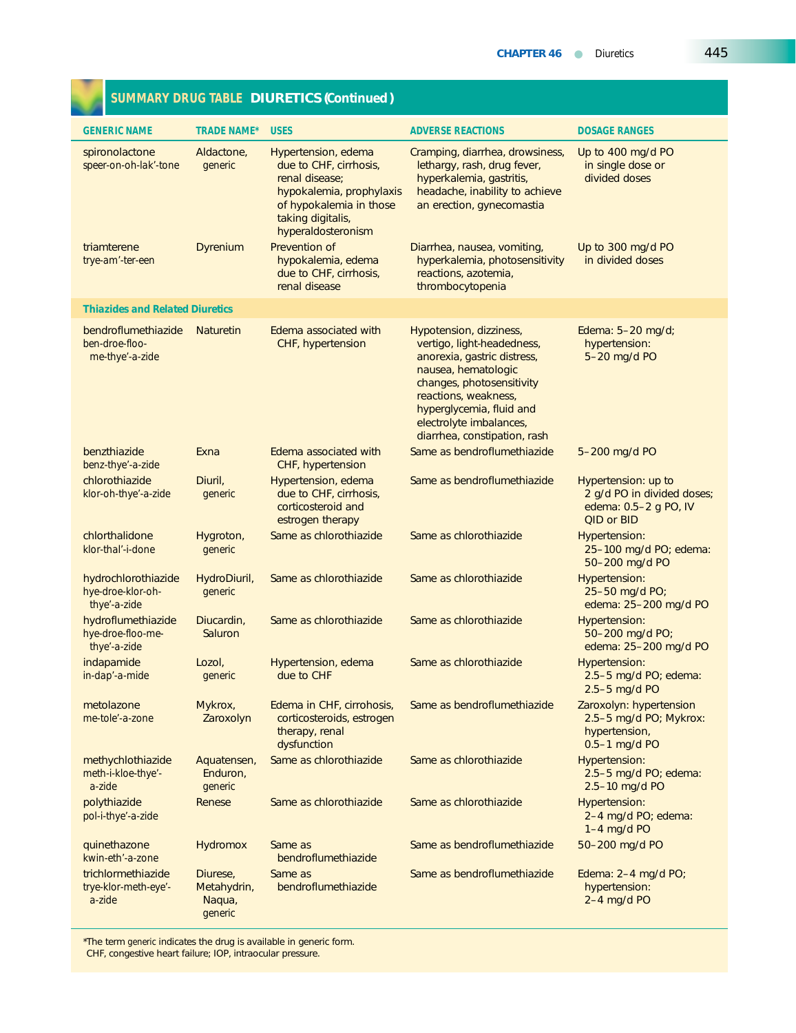## SUMMARY DRUG TABLE DIURETICS (Continued)

| GENERIC NAME | TRADE NAME* | USES | ADVERSE REACTIONS | DOSAGE RANGES |
|---|---|---|---|---|
| spironolactone speer-on-oh-lak'-tone | Aldactone, generic | Hypertension, edema due to CHF, cirrhosis, renal disease; hypokalemia, prophylaxis of hypokalemia in those taking digitalis, hyperaldosteronism | Cramping, diarrhea, drowsiness, lethargy, rash, drug fever, hyperkalemia, gastritis, headache, inability to achieve an erection, gynecomastia | Up to 400 mg/d PO in single dose or divided doses |
| triamterene trye-am'-ter-een | Dyrenium | Prevention of hypokalemia, edema due to CHF, cirrhosis, renal disease | Diarrhea, nausea, vomiting, hyperkalemia, photosensitivity reactions, azotemia, thrombocytopenia | Up to 300 mg/d PO in divided doses |
| **Thiazides and Related Diuretics** | | | | |
| bendroflumethiazide ben-droe-floo-me-thye'-a-zide | Naturetin | Edema associated with CHF, hypertension | Hypotension, dizziness, vertigo, light-headedness, anorexia, gastric distress, nausea, hematologic changes, photosensitivity reactions, weakness, hyperglycemia, fluid and electrolyte imbalances, diarrhea, constipation, rash | Edema: 5–20 mg/d; hypertension: 5–20 mg/d PO |
| benzthiazide benz-thye'-a-zide | Exna | Edema associated with CHF, hypertension | Same as bendroflumethiazide | 5–200 mg/d PO |
| chlorothiazide klor-oh-thye'-a-zide | Diuril, generic | Hypertension, edema due to CHF, cirrhosis, corticosteroid and estrogen therapy | Same as bendroflumethiazide | Hypertension: up to 2 g/d PO in divided doses; edema: 0.5–2 g PO, IV QID or BID |
| chlorthalidone klor-thal'-i-done | Hygroton, generic | Same as chlorothiazide | Same as chlorothiazide | Hypertension: 25–100 mg/d PO; edema: 50–200 mg/d PO |
| hydrochlorothiazide hye-droe-klor-oh-thye'-a-zide | HydroDiuril, generic | Same as chlorothiazide | Same as chlorothiazide | Hypertension: 25–50 mg/d PO; edema: 25–200 mg/d PO |
| hydroflumethiazide hye-droe-floo-me-thye'-a-zide | Diucardin, Saluron | Same as chlorothiazide | Same as chlorothiazide | Hypertension: 50–200 mg/d PO; edema: 25–200 mg/d PO |
| indapamide in-dap'-a-mide | Lozol, generic | Hypertension, edema due to CHF | Same as chlorothiazide | Hypertension: 2.5–5 mg/d PO; edema: 2.5–5 mg/d PO |
| metolazone me-tole'-a-zone | Mykrox, Zaroxolyn | Edema in CHF, cirrhosis, corticosteroids, estrogen therapy, renal dysfunction | Same as bendroflumethiazide | Zaroxolyn: hypertension 2.5–5 mg/d PO; Mykrox: hypertension, 0.5–1 mg/d PO |
| methychlothiazide meth-i-kloe-thye'-a-zide | Aquatensen, Enduron, generic | Same as chlorothiazide | Same as chlorothiazide | Hypertension: 2.5–5 mg/d PO; edema: 2.5–10 mg/d PO |
| polythiazide pol-i-thye'-a-zide | Renese | Same as chlorothiazide | Same as chlorothiazide | Hypertension: 2–4 mg/d PO; edema: 1–4 mg/d PO |
| quinethazone kwin-eth'-a-zone | Hydromox | Same as bendroflumethiazide | Same as bendroflumethiazide | 50–200 mg/d PO |
| trichlormethiazide trye-klor-meth-eye'-a-zide | Diurese, Metahydrin, Naqua, generic | Same as bendroflumethiazide | Same as bendroflumethiazide | Edema: 2–4 mg/d PO; hypertension: 2–4 mg/d PO |

*The term generic indicates the drug is available in generic form.
CHF, congestive heart failure; IOP, intraocular pressure.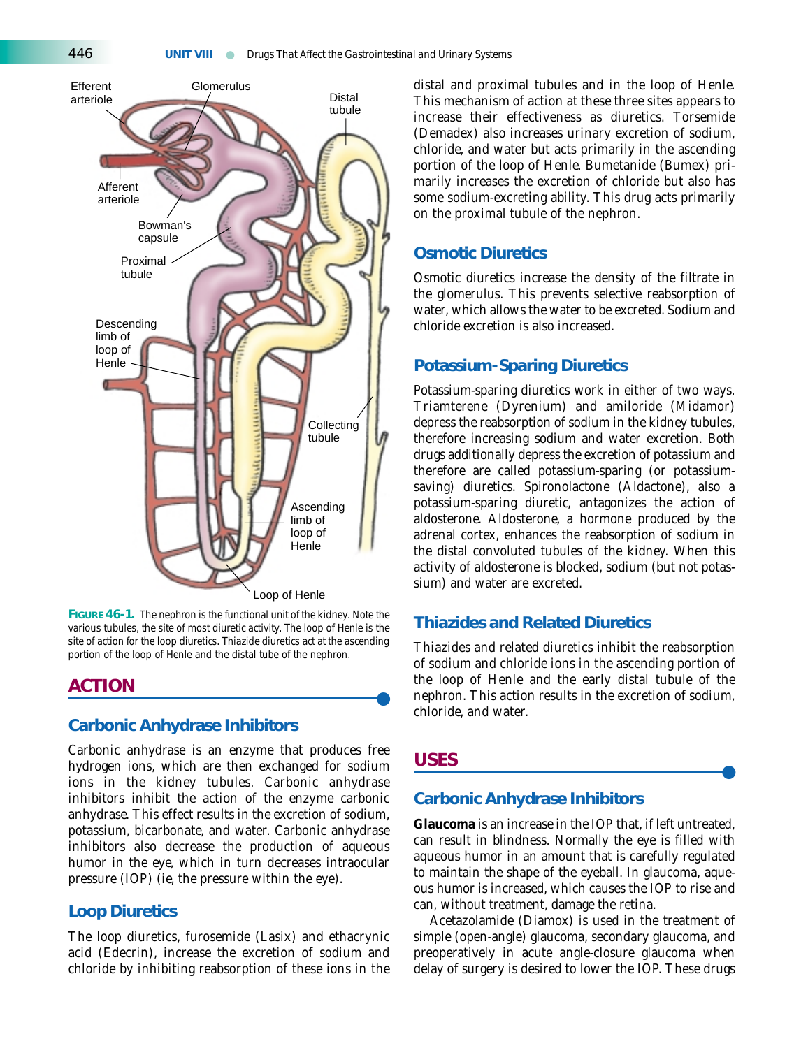FIGURE 46-1. The nephron is the functional unit of the kidney. Note the various tubules, the site of most diuretic activity. The loop of Henle is the site of action for the loop diuretics. Thiazide diuretics act at the ascending portion of the loop of Henle and the distal tube of the nephron.

## ACTION

### Carbonic Anhydrase Inhibitors

Carbonic anhydrase is an enzyme that produces free hydrogen ions, which are then exchanged for sodium ions in the kidney tubules. Carbonic anhydrase inhibitors inhibit the action of the enzyme carbonic anhydrase. This effect results in the excretion of sodium, potassium, bicarbonate, and water. Carbonic anhydrase inhibitors also decrease the production of aqueous humor in the eye, which in turn decreases intraocular pressure (IOP) (ie, the pressure within the eye).

### Loop Diuretics

The loop diuretics, furosemide (Lasix) and ethacrynic acid (Edecrin), increase the excretion of sodium and chloride by inhibiting reabsorption of these ions in the distal and proximal tubules and in the loop of Henle. This mechanism of action at these three sites appears to increase their effectiveness as diuretics. Torsemide (Demadex) also increases urinary excretion of sodium, chloride, and water but acts primarily in the ascending portion of the loop of Henle. Bumetanide (Bumex) primarily increases the excretion of chloride but also has some sodium-excreting ability. This drug acts primarily on the proximal tubule of the nephron.

### Osmotic Diuretics

Osmotic diuretics increase the density of the filtrate in the glomerulus. This prevents selective reabsorption of water, which allows the water to be excreted. Sodium and chloride excretion is also increased.

### Potassium-Sparing Diuretics

Potassium-sparing diuretics work in either of two ways. Triamterene (Dyrenium) and amiloride (Midamor) depress the reabsorption of sodium in the kidney tubules, therefore increasing sodium and water excretion. Both drugs additionally depress the excretion of potassium and therefore are called potassium-sparing (or potassium-saving) diuretics. Spironolactone (Aldactone), also a potassium-sparing diuretic, antagonizes the action of aldosterone. Aldosterone, a hormone produced by the adrenal cortex, enhances the reabsorption of sodium in the distal convoluted tubules of the kidney. When this activity of aldosterone is blocked, sodium (but not potassium) and water are excreted.

### Thiazides and Related Diuretics

Thiazides and related diuretics inhibit the reabsorption of sodium and chloride ions in the ascending portion of the loop of Henle and the early distal tubule of the nephron. This action results in the excretion of sodium, chloride, and water.

## USES

### Carbonic Anhydrase Inhibitors

**Glaucoma** is an increase in the IOP that, if left untreated, can result in blindness. Normally the eye is filled with aqueous humor in an amount that is carefully regulated to maintain the shape of the eyeball. In glaucoma, aqueous humor is increased, which causes the IOP to rise and can, without treatment, damage the retina.

Acetazolamide (Diamox) is used in the treatment of simple (open-angle) glaucoma, secondary glaucoma, and preoperatively in acute angle-closure glaucoma when delay of surgery is desired to lower the IOP. These drugs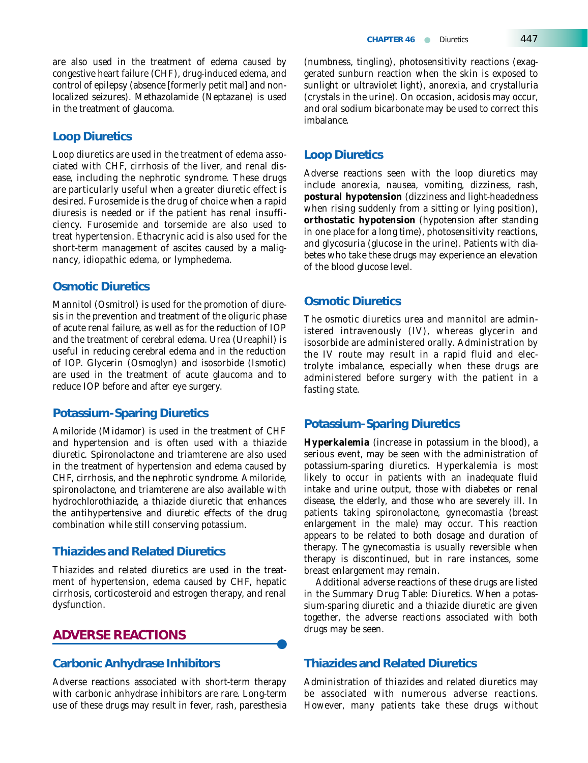are also used in the treatment of edema caused by congestive heart failure (CHF), drug-induced edema, and control of epilepsy (absence [formerly petit mal] and nonlocalized seizures). Methazolamide (Neptazane) is used in the treatment of glaucoma.

### Loop Diuretics

Loop diuretics are used in the treatment of edema associated with CHF, cirrhosis of the liver, and renal disease, including the nephrotic syndrome. These drugs are particularly useful when a greater diuretic effect is desired. Furosemide is the drug of choice when a rapid diuresis is needed or if the patient has renal insufficiency. Furosemide and torsemide are also used to treat hypertension. Ethacrynic acid is also used for the short-term management of ascites caused by a malignancy, idiopathic edema, or lymphedema.

### Osmotic Diuretics

Mannitol (Osmitrol) is used for the promotion of diuresis in the prevention and treatment of the oliguric phase of acute renal failure, as well as for the reduction of IOP and the treatment of cerebral edema. Urea (Ureaphil) is useful in reducing cerebral edema and in the reduction of IOP. Glycerin (Osmoglyn) and isosorbide (Ismotic) are used in the treatment of acute glaucoma and to reduce IOP before and after eye surgery.

### Potassium-Sparing Diuretics

Amiloride (Midamor) is used in the treatment of CHF and hypertension and is often used with a thiazide diuretic. Spironolactone and triamterene are also used in the treatment of hypertension and edema caused by CHF, cirrhosis, and the nephrotic syndrome. Amiloride, spironolactone, and triamterene are also available with hydrochlorothiazide, a thiazide diuretic that enhances the antihypertensive and diuretic effects of the drug combination while still conserving potassium.

### Thiazides and Related Diuretics

Thiazides and related diuretics are used in the treatment of hypertension, edema caused by CHF, hepatic cirrhosis, corticosteroid and estrogen therapy, and renal dysfunction.

## ADVERSE REACTIONS

### Carbonic Anhydrase Inhibitors

Adverse reactions associated with short-term therapy with carbonic anhydrase inhibitors are rare. Long-term use of these drugs may result in fever, rash, paresthesia (numbness, tingling), photosensitivity reactions (exaggerated sunburn reaction when the skin is exposed to sunlight or ultraviolet light), anorexia, and crystalluria (crystals in the urine). On occasion, acidosis may occur, and oral sodium bicarbonate may be used to correct this imbalance.

### Loop Diuretics

Adverse reactions seen with the loop diuretics may include anorexia, nausea, vomiting, dizziness, rash, **postural hypotension** (dizziness and light-headedness when rising suddenly from a sitting or lying position), **orthostatic hypotension** (hypotension after standing in one place for a long time), photosensitivity reactions, and glycosuria (glucose in the urine). Patients with diabetes who take these drugs may experience an elevation of the blood glucose level.

### Osmotic Diuretics

The osmotic diuretics urea and mannitol are administered intravenously (IV), whereas glycerin and isosorbide are administered orally. Administration by the IV route may result in a rapid fluid and electrolyte imbalance, especially when these drugs are administered before surgery with the patient in a fasting state.

### Potassium-Sparing Diuretics

**Hyperkalemia** (increase in potassium in the blood), a serious event, may be seen with the administration of potassium-sparing diuretics. Hyperkalemia is most likely to occur in patients with an inadequate fluid intake and urine output, those with diabetes or renal disease, the elderly, and those who are severely ill. In patients taking spironolactone, gynecomastia (breast enlargement in the male) may occur. This reaction appears to be related to both dosage and duration of therapy. The gynecomastia is usually reversible when therapy is discontinued, but in rare instances, some breast enlargement may remain.

Additional adverse reactions of these drugs are listed in the Summary Drug Table: Diuretics. When a potassium-sparing diuretic and a thiazide diuretic are given together, the adverse reactions associated with both drugs may be seen.

### Thiazides and Related Diuretics

Administration of thiazides and related diuretics may be associated with numerous adverse reactions. However, many patients take these drugs without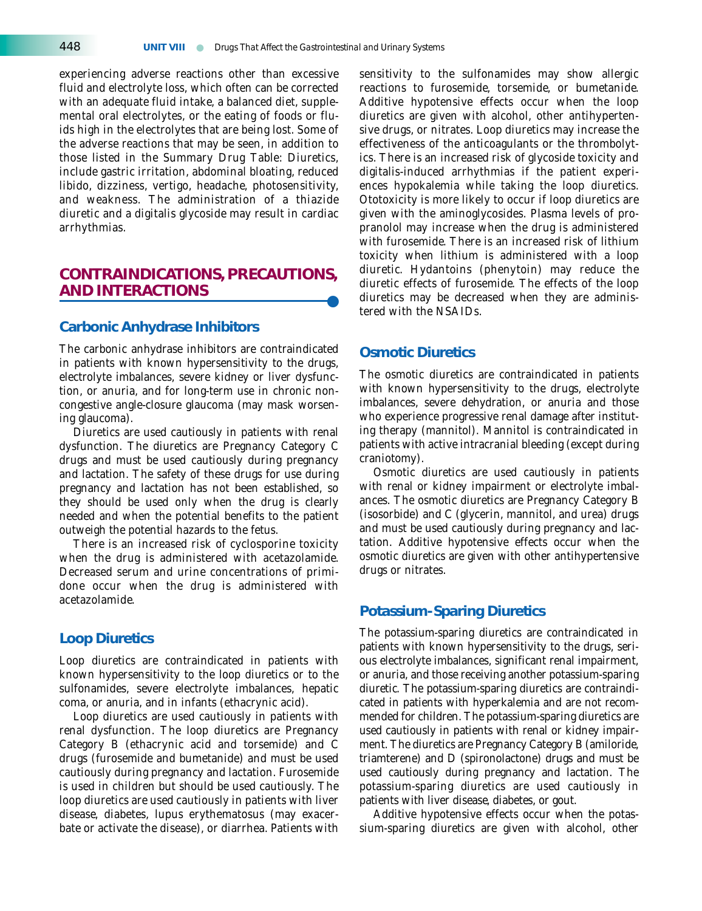experiencing adverse reactions other than excessive fluid and electrolyte loss, which often can be corrected with an adequate fluid intake, a balanced diet, supplemental oral electrolytes, or the eating of foods or fluids high in the electrolytes that are being lost. Some of the adverse reactions that may be seen, in addition to those listed in the Summary Drug Table: Diuretics, include gastric irritation, abdominal bloating, reduced libido, dizziness, vertigo, headache, photosensitivity, and weakness. The administration of a thiazide diuretic and a digitalis glycoside may result in cardiac arrhythmias.

## CONTRAINDICATIONS, PRECAUTIONS, AND INTERACTIONS

### Carbonic Anhydrase Inhibitors

The carbonic anhydrase inhibitors are contraindicated in patients with known hypersensitivity to the drugs, electrolyte imbalances, severe kidney or liver dysfunction, or anuria, and for long-term use in chronic noncongestive angle-closure glaucoma (may mask worsening glaucoma).

Diuretics are used cautiously in patients with renal dysfunction. The diuretics are Pregnancy Category C drugs and must be used cautiously during pregnancy and lactation. The safety of these drugs for use during pregnancy and lactation has not been established, so they should be used only when the drug is clearly needed and when the potential benefits to the patient outweigh the potential hazards to the fetus.

There is an increased risk of cyclosporine toxicity when the drug is administered with acetazolamide. Decreased serum and urine concentrations of primidone occur when the drug is administered with acetazolamide.

### Loop Diuretics

Loop diuretics are contraindicated in patients with known hypersensitivity to the loop diuretics or to the sulfonamides, severe electrolyte imbalances, hepatic coma, or anuria, and in infants (ethacrynic acid).

Loop diuretics are used cautiously in patients with renal dysfunction. The loop diuretics are Pregnancy Category B (ethacrynic acid and torsemide) and C drugs (furosemide and bumetanide) and must be used cautiously during pregnancy and lactation. Furosemide is used in children but should be used cautiously. The loop diuretics are used cautiously in patients with liver disease, diabetes, lupus erythematosus (may exacerbate or activate the disease), or diarrhea. Patients with sensitivity to the sulfonamides may show allergic reactions to furosemide, torsemide, or bumetanide. Additive hypotensive effects occur when the loop diuretics are given with alcohol, other antihypertensive drugs, or nitrates. Loop diuretics may increase the effectiveness of the anticoagulants or the thrombolytics. There is an increased risk of glycoside toxicity and digitalis-induced arrhythmias if the patient experiences hypokalemia while taking the loop diuretics. Ototoxicity is more likely to occur if loop diuretics are given with the aminoglycosides. Plasma levels of propranolol may increase when the drug is administered with furosemide. There is an increased risk of lithium toxicity when lithium is administered with a loop diuretic. Hydantoins (phenytoin) may reduce the diuretic effects of furosemide. The effects of the loop diuretics may be decreased when they are administered with the NSAIDs.

### Osmotic Diuretics

The osmotic diuretics are contraindicated in patients with known hypersensitivity to the drugs, electrolyte imbalances, severe dehydration, or anuria and those who experience progressive renal damage after instituting therapy (mannitol). Mannitol is contraindicated in patients with active intracranial bleeding (except during craniotomy).

Osmotic diuretics are used cautiously in patients with renal or kidney impairment or electrolyte imbalances. The osmotic diuretics are Pregnancy Category B (isosorbide) and C (glycerin, mannitol, and urea) drugs and must be used cautiously during pregnancy and lactation. Additive hypotensive effects occur when the osmotic diuretics are given with other antihypertensive drugs or nitrates.

### Potassium-Sparing Diuretics

The potassium-sparing diuretics are contraindicated in patients with known hypersensitivity to the drugs, serious electrolyte imbalances, significant renal impairment, or anuria, and those receiving another potassium-sparing diuretic. The potassium-sparing diuretics are contraindicated in patients with hyperkalemia and are not recommended for children. The potassium-sparing diuretics are used cautiously in patients with renal or kidney impairment. The diuretics are Pregnancy Category B (amiloride, triamterene) and D (spironolactone) drugs and must be used cautiously during pregnancy and lactation. The potassium-sparing diuretics are used cautiously in patients with liver disease, diabetes, or gout.

Additive hypotensive effects occur when the potassium-sparing diuretics are given with alcohol, other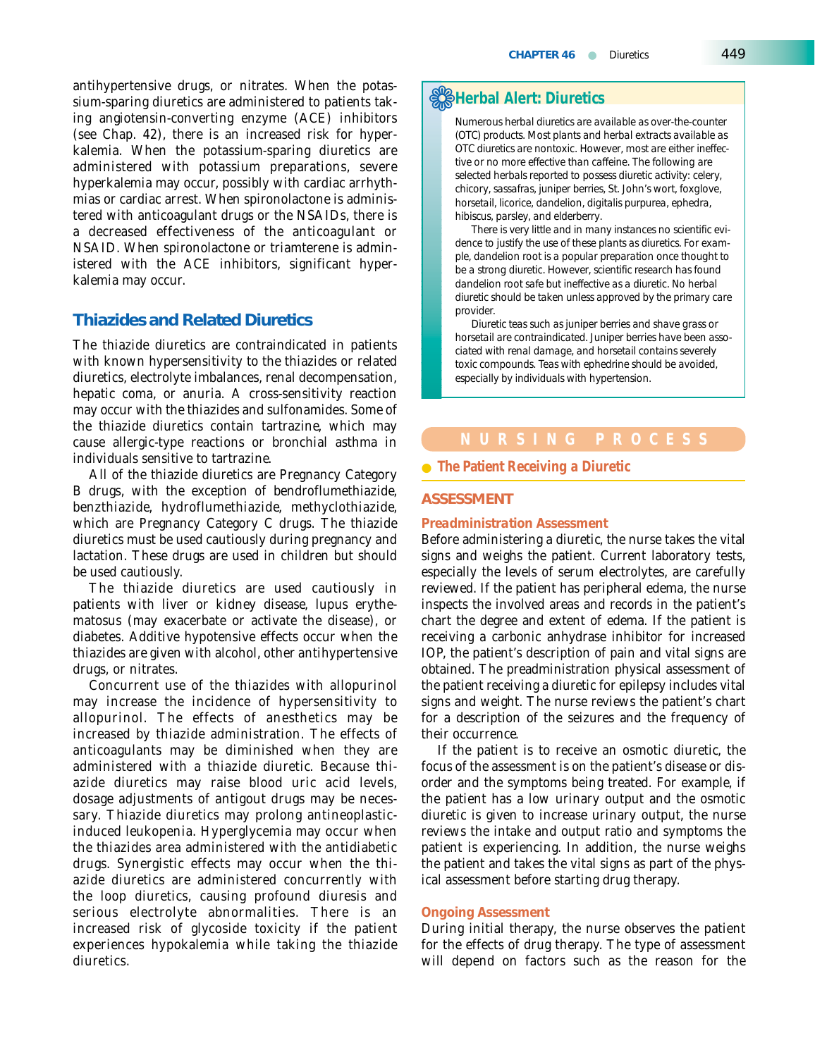antihypertensive drugs, or nitrates. When the potassium-sparing diuretics are administered to patients taking angiotensin-converting enzyme (ACE) inhibitors (see Chap. 42), there is an increased risk for hyperkalemia. When the potassium-sparing diuretics are administered with potassium preparations, severe hyperkalemia may occur, possibly with cardiac arrhythmias or cardiac arrest. When spironolactone is administered with anticoagulant drugs or the NSAIDs, there is a decreased effectiveness of the anticoagulant or NSAID. When spironolactone or triamterene is administered with the ACE inhibitors, significant hyperkalemia may occur.

## Thiazides and Related Diuretics

The thiazide diuretics are contraindicated in patients with known hypersensitivity to the thiazides or related diuretics, electrolyte imbalances, renal decompensation, hepatic coma, or anuria. A cross-sensitivity reaction may occur with the thiazides and sulfonamides. Some of the thiazide diuretics contain tartrazine, which may cause allergic-type reactions or bronchial asthma in individuals sensitive to tartrazine.

All of the thiazide diuretics are Pregnancy Category B drugs, with the exception of bendroflumethiazide, benzthiazide, hydroflumethiazide, methyclothiazide, which are Pregnancy Category C drugs. The thiazide diuretics must be used cautiously during pregnancy and lactation. These drugs are used in children but should be used cautiously.

The thiazide diuretics are used cautiously in patients with liver or kidney disease, lupus erythematosus (may exacerbate or activate the disease), or diabetes. Additive hypotensive effects occur when the thiazides are given with alcohol, other antihypertensive drugs, or nitrates.

Concurrent use of the thiazides with allopurinol may increase the incidence of hypersensitivity to allopurinol. The effects of anesthetics may be increased by thiazide administration. The effects of anticoagulants may be diminished when they are administered with a thiazide diuretic. Because thiazide diuretics may raise blood uric acid levels, dosage adjustments of antigout drugs may be necessary. Thiazide diuretics may prolong antineoplastic-induced leukopenia. Hyperglycemia may occur when the thiazides area administered with the antidiabetic drugs. Synergistic effects may occur when the thiazide diuretics are administered concurrently with the loop diuretics, causing profound diuresis and serious electrolyte abnormalities. There is an increased risk of glycoside toxicity if the patient experiences hypokalemia while taking the thiazide diuretics.

### Herbal Alert: Diuretics

Numerous herbal diuretics are available as over-the-counter (OTC) products. Most plants and herbal extracts available as OTC diuretics are nontoxic. However, most are either ineffective or no more effective than caffeine. The following are selected herbals reported to possess diuretic activity: celery, chicory, sassafras, juniper berries, St. John's wort, foxglove, horsetail, licorice, dandelion, digitalis purpurea, ephedra, hibiscus, parsley, and elderberry.

There is very little and in many instances no scientific evidence to justify the use of these plants as diuretics. For example, dandelion root is a popular preparation once thought to be a strong diuretic. However, scientific research has found dandelion root safe but ineffective as a diuretic. No herbal diuretic should be taken unless approved by the primary care provider.

Diuretic teas such as juniper berries and shave grass or horsetail are contraindicated. Juniper berries have been associated with renal damage, and horsetail contains severely toxic compounds. Teas with ephedrine should be avoided, especially by individuals with hypertension.

## NURSING PROCESS

### The Patient Receiving a Diuretic

### ASSESSMENT

#### Preadministration Assessment

Before administering a diuretic, the nurse takes the vital signs and weighs the patient. Current laboratory tests, especially the levels of serum electrolytes, are carefully reviewed. If the patient has peripheral edema, the nurse inspects the involved areas and records in the patient's chart the degree and extent of edema. If the patient is receiving a carbonic anhydrase inhibitor for increased IOP, the patient's description of pain and vital signs are obtained. The preadministration physical assessment of the patient receiving a diuretic for epilepsy includes vital signs and weight. The nurse reviews the patient's chart for a description of the seizures and the frequency of their occurrence.

If the patient is to receive an osmotic diuretic, the focus of the assessment is on the patient's disease or disorder and the symptoms being treated. For example, if the patient has a low urinary output and the osmotic diuretic is given to increase urinary output, the nurse reviews the intake and output ratio and symptoms the patient is experiencing. In addition, the nurse weighs the patient and takes the vital signs as part of the physical assessment before starting drug therapy.

#### Ongoing Assessment

During initial therapy, the nurse observes the patient for the effects of drug therapy. The type of assessment will depend on factors such as the reason for the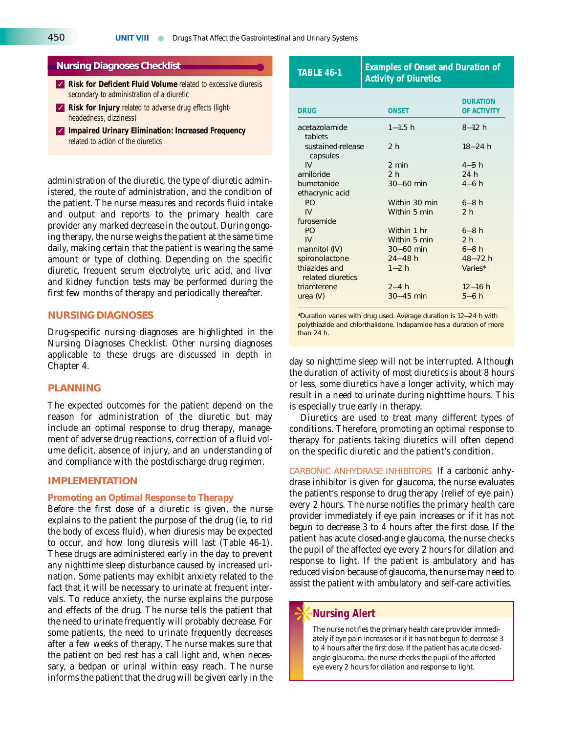## Nursing Diagnoses Checklist

- ✓ **Risk for Deficient Fluid Volume** related to excessive diuresis secondary to administration of a diuretic
- ✓ **Risk for Injury** related to adverse drug effects (lightheadedness, dizziness)
- ✓ **Impaired Urinary Elimination: Increased Frequency** related to action of the diuretics

administration of the diuretic, the type of diuretic administered, the route of administration, and the condition of the patient. The nurse measures and records fluid intake and output and reports to the primary health care provider any marked decrease in the output. During ongoing therapy, the nurse weighs the patient at the same time daily, making certain that the patient is wearing the same amount or type of clothing. Depending on the specific diuretic, frequent serum electrolyte, uric acid, and liver and kidney function tests may be performed during the first few months of therapy and periodically thereafter.

## NURSING DIAGNOSES

Drug-specific nursing diagnoses are highlighted in the Nursing Diagnoses Checklist. Other nursing diagnoses applicable to these drugs are discussed in depth in Chapter 4.

## PLANNING

The expected outcomes for the patient depend on the reason for administration of the diuretic but may include an optimal response to drug therapy, management of adverse drug reactions, correction of a fluid volume deficit, absence of injury, and an understanding of and compliance with the postdischarge drug regimen.

## IMPLEMENTATION

### Promoting an Optimal Response to Therapy

Before the first dose of a diuretic is given, the nurse explains to the patient the purpose of the drug (ie, to rid the body of excess fluid), when diuresis may be expected to occur, and how long diuresis will last (Table 46-1). These drugs are administered early in the day to prevent any nighttime sleep disturbance caused by increased urination. Some patients may exhibit anxiety related to the fact that it will be necessary to urinate at frequent intervals. To reduce anxiety, the nurse explains the purpose and effects of the drug. The nurse tells the patient that the need to urinate frequently will probably decrease. For some patients, the need to urinate frequently decreases after a few weeks of therapy. The nurse makes sure that the patient on bed rest has a call light and, when necessary, a bedpan or urinal within easy reach. The nurse informs the patient that the drug will be given early in the day so nighttime sleep will not be interrupted. Although the duration of activity of most diuretics is about 8 hours or less, some diuretics have a longer activity, which may result in a need to urinate during nighttime hours. This is especially true early in therapy.

**TABLE 46-1 Examples of Onset and Duration of Activity of Diuretics**

| DRUG | ONSET | DURATION OF ACTIVITY |
|---|---|---|
| acetazolamide | | |
| tablets | 1–1.5 h | 8–12 h |
| sustained-release capsules | 2 h | 18–24 h |
| IV | 2 min | 4–5 h |
| amiloride | 2 h | 24 h |
| bumetanide | 30–60 min | 4–6 h |
| ethacrynic acid | | |
| PO | Within 30 min | 6–8 h |
| IV | Within 5 min | 2 h |
| furosemide | | |
| PO | Within 1 hr | 6–8 h |
| IV | Within 5 min | 2 h |
| mannitol (IV) | 30–60 min | 6–8 h |
| spironolactone | 24–48 h | 48–72 h |
| thiazides and related diuretics | 1–2 h | Varies* |
| triamterene | 2–4 h | 12–16 h |
| urea (V) | 30–45 min | 5–6 h |

*Duration varies with drug used. Average duration is 12–24 h with polythiazide and chlorthalidone. Indapamide has a duration of more than 24 h.

Diuretics are used to treat many different types of conditions. Therefore, promoting an optimal response to therapy for patients taking diuretics will often depend on the specific diuretic and the patient's condition.

CARBONIC ANHYDRASE INHIBITORS. If a carbonic anhydrase inhibitor is given for glaucoma, the nurse evaluates the patient's response to drug therapy (relief of eye pain) every 2 hours. The nurse notifies the primary health care provider immediately if eye pain increases or if it has not begun to decrease 3 to 4 hours after the first dose. If the patient has acute closed-angle glaucoma, the nurse checks the pupil of the affected eye every 2 hours for dilation and response to light. If the patient is ambulatory and has reduced vision because of glaucoma, the nurse may need to assist the patient with ambulatory and self-care activities.

> **Nursing Alert**
>
> The nurse notifies the primary health care provider immediately if eye pain increases or if it has not begun to decrease 3 to 4 hours after the first dose. If the patient has acute closed-angle glaucoma, the nurse checks the pupil of the affected eye every 2 hours for dilation and response to light.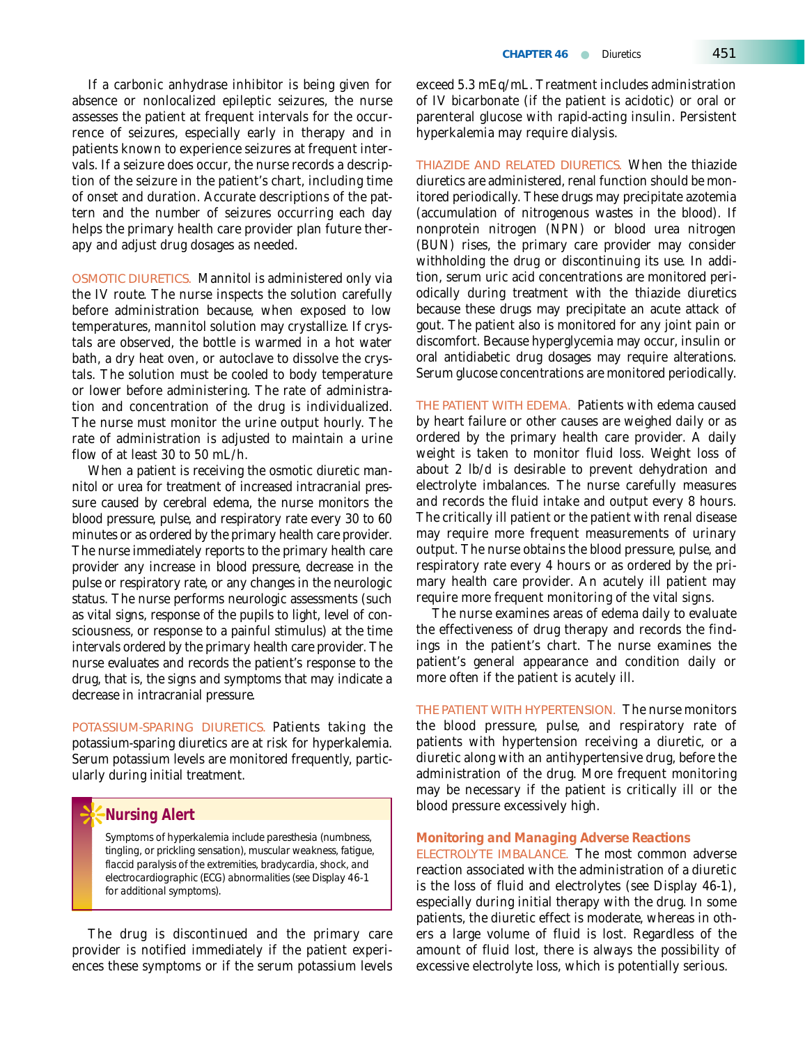If a carbonic anhydrase inhibitor is being given for absence or nonlocalized epileptic seizures, the nurse assesses the patient at frequent intervals for the occurrence of seizures, especially early in therapy and in patients known to experience seizures at frequent intervals. If a seizure does occur, the nurse records a description of the seizure in the patient's chart, including time of onset and duration. Accurate descriptions of the pattern and the number of seizures occurring each day helps the primary health care provider plan future therapy and adjust drug dosages as needed.

OSMOTIC DIURETICS. Mannitol is administered only via the IV route. The nurse inspects the solution carefully before administration because, when exposed to low temperatures, mannitol solution may crystallize. If crystals are observed, the bottle is warmed in a hot water bath, a dry heat oven, or autoclave to dissolve the crystals. The solution must be cooled to body temperature or lower before administering. The rate of administration and concentration of the drug is individualized. The nurse must monitor the urine output hourly. The rate of administration is adjusted to maintain a urine flow of at least 30 to 50 mL/h.

When a patient is receiving the osmotic diuretic mannitol or urea for treatment of increased intracranial pressure caused by cerebral edema, the nurse monitors the blood pressure, pulse, and respiratory rate every 30 to 60 minutes or as ordered by the primary health care provider. The nurse immediately reports to the primary health care provider any increase in blood pressure, decrease in the pulse or respiratory rate, or any changes in the neurologic status. The nurse performs neurologic assessments (such as vital signs, response of the pupils to light, level of consciousness, or response to a painful stimulus) at the time intervals ordered by the primary health care provider. The nurse evaluates and records the patient's response to the drug, that is, the signs and symptoms that may indicate a decrease in intracranial pressure.

POTASSIUM-SPARING DIURETICS. Patients taking the potassium-sparing diuretics are at risk for hyperkalemia. Serum potassium levels are monitored frequently, particularly during initial treatment.

> **Nursing Alert**
>
> Symptoms of hyperkalemia include paresthesia (numbness, tingling, or prickling sensation), muscular weakness, fatigue, flaccid paralysis of the extremities, bradycardia, shock, and electrocardiographic (ECG) abnormalities (see Display 46-1 for additional symptoms).

The drug is discontinued and the primary care provider is notified immediately if the patient experiences these symptoms or if the serum potassium levels exceed 5.3 mEq/mL. Treatment includes administration of IV bicarbonate (if the patient is acidotic) or oral or parenteral glucose with rapid-acting insulin. Persistent hyperkalemia may require dialysis.

THIAZIDE AND RELATED DIURETICS. When the thiazide diuretics are administered, renal function should be monitored periodically. These drugs may precipitate azotemia (accumulation of nitrogenous wastes in the blood). If nonprotein nitrogen (NPN) or blood urea nitrogen (BUN) rises, the primary care provider may consider withholding the drug or discontinuing its use. In addition, serum uric acid concentrations are monitored periodically during treatment with the thiazide diuretics because these drugs may precipitate an acute attack of gout. The patient also is monitored for any joint pain or discomfort. Because hyperglycemia may occur, insulin or oral antidiabetic drug dosages may require alterations. Serum glucose concentrations are monitored periodically.

THE PATIENT WITH EDEMA. Patients with edema caused by heart failure or other causes are weighed daily or as ordered by the primary health care provider. A daily weight is taken to monitor fluid loss. Weight loss of about 2 lb/d is desirable to prevent dehydration and electrolyte imbalances. The nurse carefully measures and records the fluid intake and output every 8 hours. The critically ill patient or the patient with renal disease may require more frequent measurements of urinary output. The nurse obtains the blood pressure, pulse, and respiratory rate every 4 hours or as ordered by the primary health care provider. An acutely ill patient may require more frequent monitoring of the vital signs.

The nurse examines areas of edema daily to evaluate the effectiveness of drug therapy and records the findings in the patient's chart. The nurse examines the patient's general appearance and condition daily or more often if the patient is acutely ill.

THE PATIENT WITH HYPERTENSION. The nurse monitors the blood pressure, pulse, and respiratory rate of patients with hypertension receiving a diuretic, or a diuretic along with an antihypertensive drug, before the administration of the drug. More frequent monitoring may be necessary if the patient is critically ill or the blood pressure excessively high.

### Monitoring and Managing Adverse Reactions

ELECTROLYTE IMBALANCE. The most common adverse reaction associated with the administration of a diuretic is the loss of fluid and electrolytes (see Display 46-1), especially during initial therapy with the drug. In some patients, the diuretic effect is moderate, whereas in others a large volume of fluid is lost. Regardless of the amount of fluid lost, there is always the possibility of excessive electrolyte loss, which is potentially serious.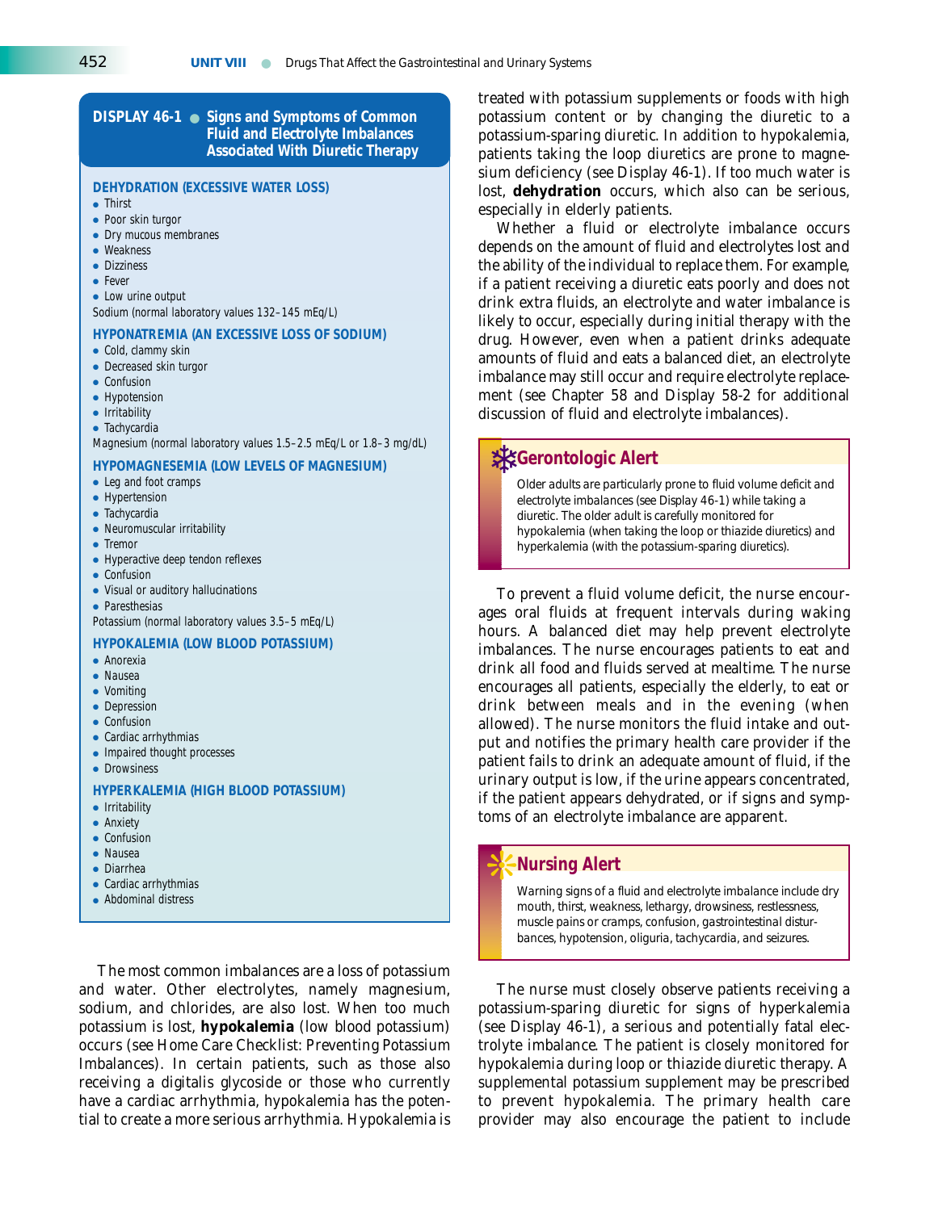### DISPLAY 46-1 ● Signs and Symptoms of Common Fluid and Electrolyte Imbalances Associated With Diuretic Therapy

**DEHYDRATION (EXCESSIVE WATER LOSS)**

- Thirst
- Poor skin turgor
- Dry mucous membranes
- Weakness
- Dizziness
- Fever
- Low urine output

Sodium (normal laboratory values 132–145 mEq/L)

**HYPONATREMIA (AN EXCESSIVE LOSS OF SODIUM)**

- Cold, clammy skin
- Decreased skin turgor
- Confusion
- Hypotension
- Irritability
- Tachycardia

Magnesium (normal laboratory values 1.5–2.5 mEq/L or 1.8–3 mg/dL)

**HYPOMAGNESEMIA (LOW LEVELS OF MAGNESIUM)**

- Leg and foot cramps
- Hypertension
- Tachycardia
- Neuromuscular irritability
- Tremor
- Hyperactive deep tendon reflexes
- Confusion
- Visual or auditory hallucinations
- Paresthesias

Potassium (normal laboratory values 3.5–5 mEq/L)

**HYPOKALEMIA (LOW BLOOD POTASSIUM)**

- Anorexia
- Nausea
- Vomiting
- Depression
- Confusion
- Cardiac arrhythmias
- Impaired thought processes
- Drowsiness

**HYPERKALEMIA (HIGH BLOOD POTASSIUM)**

- Irritability
- Anxiety
- Confusion
- Nausea
- Diarrhea
- Cardiac arrhythmias
- Abdominal distress

The most common imbalances are a loss of potassium and water. Other electrolytes, namely magnesium, sodium, and chlorides, are also lost. When too much potassium is lost, **hypokalemia** (low blood potassium) occurs (see Home Care Checklist: Preventing Potassium Imbalances). In certain patients, such as those also receiving a digitalis glycoside or those who currently have a cardiac arrhythmia, hypokalemia has the potential to create a more serious arrhythmia. Hypokalemia is treated with potassium supplements or foods with high potassium content or by changing the diuretic to a potassium-sparing diuretic. In addition to hypokalemia, patients taking the loop diuretics are prone to magnesium deficiency (see Display 46-1). If too much water is lost, **dehydration** occurs, which also can be serious, especially in elderly patients.

Whether a fluid or electrolyte imbalance occurs depends on the amount of fluid and electrolytes lost and the ability of the individual to replace them. For example, if a patient receiving a diuretic eats poorly and does not drink extra fluids, an electrolyte and water imbalance is likely to occur, especially during initial therapy with the drug. However, even when a patient drinks adequate amounts of fluid and eats a balanced diet, an electrolyte imbalance may still occur and require electrolyte replacement (see Chapter 58 and Display 58-2 for additional discussion of fluid and electrolyte imbalances).

**Gerontologic Alert**

Older adults are particularly prone to fluid volume deficit and electrolyte imbalances (see Display 46-1) while taking a diuretic. The older adult is carefully monitored for hypokalemia (when taking the loop or thiazide diuretics) and hyperkalemia (with the potassium-sparing diuretics).

To prevent a fluid volume deficit, the nurse encourages oral fluids at frequent intervals during waking hours. A balanced diet may help prevent electrolyte imbalances. The nurse encourages patients to eat and drink all food and fluids served at mealtime. The nurse encourages all patients, especially the elderly, to eat or drink between meals and in the evening (when allowed). The nurse monitors the fluid intake and output and notifies the primary health care provider if the patient fails to drink an adequate amount of fluid, if the urinary output is low, if the urine appears concentrated, if the patient appears dehydrated, or if signs and symptoms of an electrolyte imbalance are apparent.

**Nursing Alert**

Warning signs of a fluid and electrolyte imbalance include dry mouth, thirst, weakness, lethargy, drowsiness, restlessness, muscle pains or cramps, confusion, gastrointestinal disturbances, hypotension, oliguria, tachycardia, and seizures.

The nurse must closely observe patients receiving a potassium-sparing diuretic for signs of hyperkalemia (see Display 46-1), a serious and potentially fatal electrolyte imbalance. The patient is closely monitored for hypokalemia during loop or thiazide diuretic therapy. A supplemental potassium supplement may be prescribed to prevent hypokalemia. The primary health care provider may also encourage the patient to include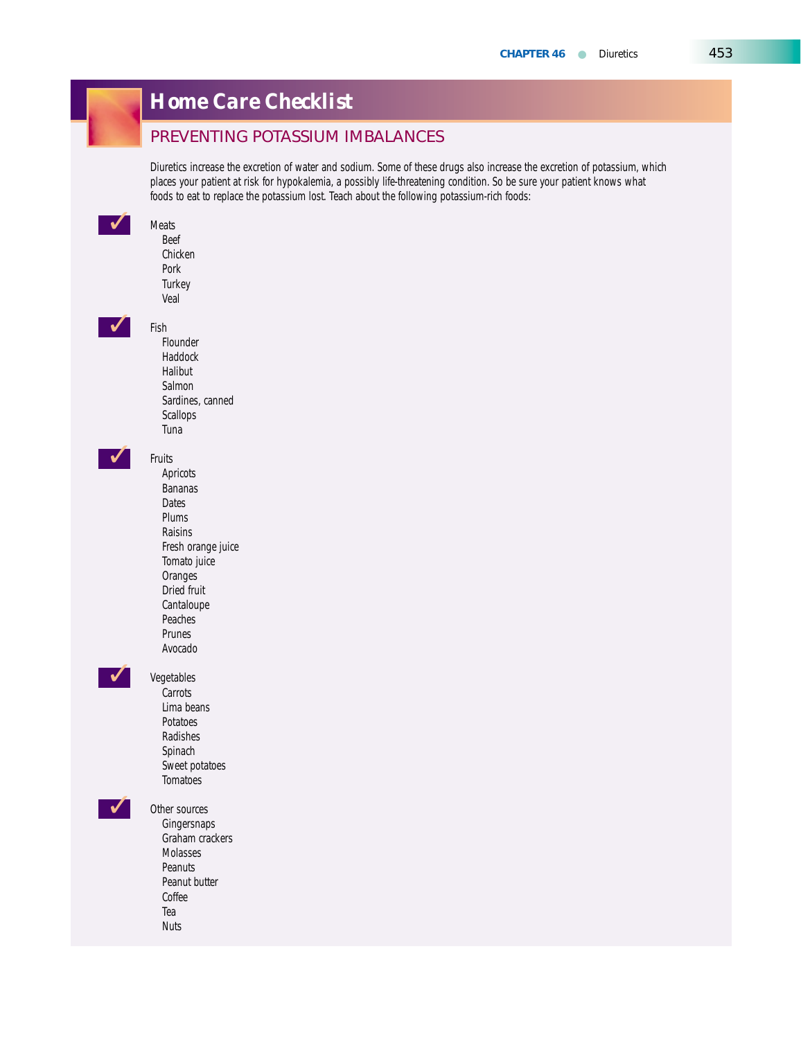## Home Care Checklist

### PREVENTING POTASSIUM IMBALANCES

Diuretics increase the excretion of water and sodium. Some of these drugs also increase the excretion of potassium, which places your patient at risk for hypokalemia, a possibly life-threatening condition. So be sure your patient knows what foods to eat to replace the potassium lost. Teach about the following potassium-rich foods:

✔ Meats
- Beef
- Chicken
- Pork
- Turkey
- Veal

✔ Fish
- Flounder
- Haddock
- Halibut
- Salmon
- Sardines, canned
- Scallops
- Tuna

✔ Fruits
- Apricots
- Bananas
- Dates
- Plums
- Raisins
- Fresh orange juice
- Tomato juice
- Oranges
- Dried fruit
- Cantaloupe
- Peaches
- Prunes
- Avocado

✔ Vegetables
- Carrots
- Lima beans
- Potatoes
- Radishes
- Spinach
- Sweet potatoes
- Tomatoes

✔ Other sources
- Gingersnaps
- Graham crackers
- Molasses
- Peanuts
- Peanut butter
- Coffee
- Tea
- Nuts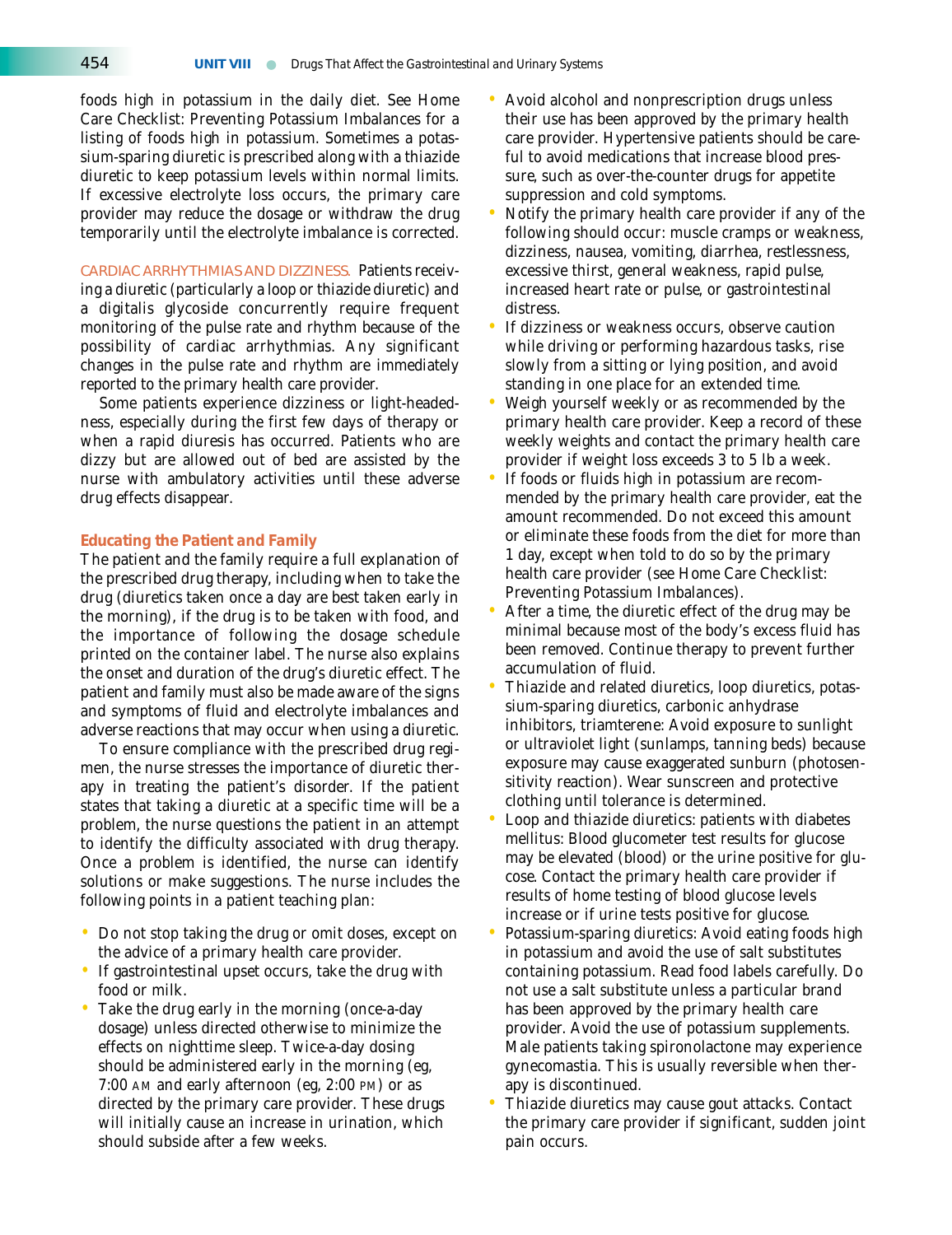foods high in potassium in the daily diet. See Home Care Checklist: Preventing Potassium Imbalances for a listing of foods high in potassium. Sometimes a potassium-sparing diuretic is prescribed along with a thiazide diuretic to keep potassium levels within normal limits. If excessive electrolyte loss occurs, the primary care provider may reduce the dosage or withdraw the drug temporarily until the electrolyte imbalance is corrected.

CARDIAC ARRHYTHMIAS AND DIZZINESS. Patients receiving a diuretic (particularly a loop or thiazide diuretic) and a digitalis glycoside concurrently require frequent monitoring of the pulse rate and rhythm because of the possibility of cardiac arrhythmias. Any significant changes in the pulse rate and rhythm are immediately reported to the primary health care provider.

Some patients experience dizziness or light-headedness, especially during the first few days of therapy or when a rapid diuresis has occurred. Patients who are dizzy but are allowed out of bed are assisted by the nurse with ambulatory activities until these adverse drug effects disappear.

### Educating the Patient and Family

The patient and the family require a full explanation of the prescribed drug therapy, including when to take the drug (diuretics taken once a day are best taken early in the morning), if the drug is to be taken with food, and the importance of following the dosage schedule printed on the container label. The nurse also explains the onset and duration of the drug's diuretic effect. The patient and family must also be made aware of the signs and symptoms of fluid and electrolyte imbalances and adverse reactions that may occur when using a diuretic.

To ensure compliance with the prescribed drug regimen, the nurse stresses the importance of diuretic therapy in treating the patient's disorder. If the patient states that taking a diuretic at a specific time will be a problem, the nurse questions the patient in an attempt to identify the difficulty associated with drug therapy. Once a problem is identified, the nurse can identify solutions or make suggestions. The nurse includes the following points in a patient teaching plan:

- Do not stop taking the drug or omit doses, except on the advice of a primary health care provider.
- If gastrointestinal upset occurs, take the drug with food or milk.
- Take the drug early in the morning (once-a-day dosage) unless directed otherwise to minimize the effects on nighttime sleep. Twice-a-day dosing should be administered early in the morning (eg, 7:00 AM and early afternoon (eg, 2:00 PM) or as directed by the primary care provider. These drugs will initially cause an increase in urination, which should subside after a few weeks.
- Avoid alcohol and nonprescription drugs unless their use has been approved by the primary health care provider. Hypertensive patients should be careful to avoid medications that increase blood pressure, such as over-the-counter drugs for appetite suppression and cold symptoms.
- Notify the primary health care provider if any of the following should occur: muscle cramps or weakness, dizziness, nausea, vomiting, diarrhea, restlessness, excessive thirst, general weakness, rapid pulse, increased heart rate or pulse, or gastrointestinal distress.
- If dizziness or weakness occurs, observe caution while driving or performing hazardous tasks, rise slowly from a sitting or lying position, and avoid standing in one place for an extended time.
- Weigh yourself weekly or as recommended by the primary health care provider. Keep a record of these weekly weights and contact the primary health care provider if weight loss exceeds 3 to 5 lb a week.
- If foods or fluids high in potassium are recommended by the primary health care provider, eat the amount recommended. Do not exceed this amount or eliminate these foods from the diet for more than 1 day, except when told to do so by the primary health care provider (see Home Care Checklist: Preventing Potassium Imbalances).
- After a time, the diuretic effect of the drug may be minimal because most of the body's excess fluid has been removed. Continue therapy to prevent further accumulation of fluid.
- Thiazide and related diuretics, loop diuretics, potassium-sparing diuretics, carbonic anhydrase inhibitors, triamterene: Avoid exposure to sunlight or ultraviolet light (sunlamps, tanning beds) because exposure may cause exaggerated sunburn (photosensitivity reaction). Wear sunscreen and protective clothing until tolerance is determined.
- Loop and thiazide diuretics: patients with diabetes mellitus: Blood glucometer test results for glucose may be elevated (blood) or the urine positive for glucose. Contact the primary health care provider if results of home testing of blood glucose levels increase or if urine tests positive for glucose.
- Potassium-sparing diuretics: Avoid eating foods high in potassium and avoid the use of salt substitutes containing potassium. Read food labels carefully. Do not use a salt substitute unless a particular brand has been approved by the primary health care provider. Avoid the use of potassium supplements. Male patients taking spironolactone may experience gynecomastia. This is usually reversible when therapy is discontinued.
- Thiazide diuretics may cause gout attacks. Contact the primary care provider if significant, sudden joint pain occurs.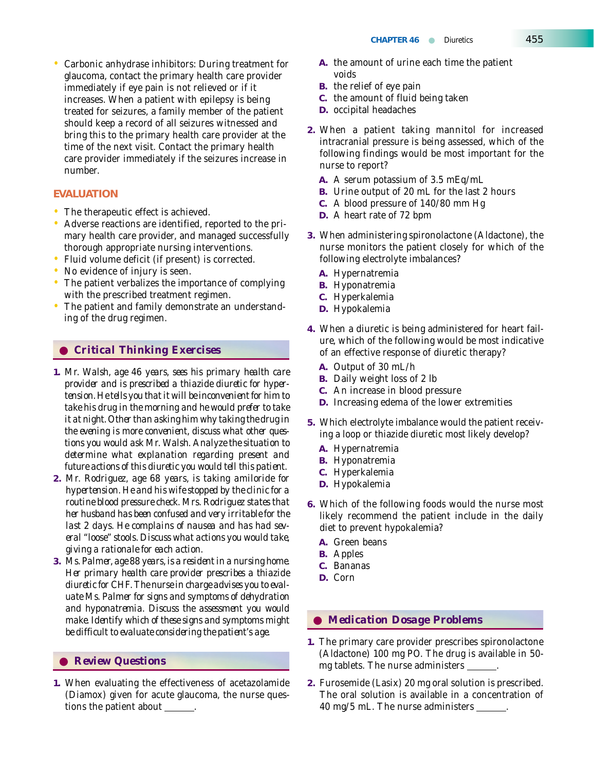- Carbonic anhydrase inhibitors: During treatment for glaucoma, contact the primary health care provider immediately if eye pain is not relieved or if it increases. When a patient with epilepsy is being treated for seizures, a family member of the patient should keep a record of all seizures witnessed and bring this to the primary health care provider at the time of the next visit. Contact the primary health care provider immediately if the seizures increase in number.

## EVALUATION

- The therapeutic effect is achieved.
- Adverse reactions are identified, reported to the primary health care provider, and managed successfully thorough appropriate nursing interventions.
- Fluid volume deficit (if present) is corrected.
- No evidence of injury is seen.
- The patient verbalizes the importance of complying with the prescribed treatment regimen.
- The patient and family demonstrate an understanding of the drug regimen.

## Critical Thinking Exercises

1. *Mr. Walsh, age 46 years, sees his primary health care provider and is prescribed a thiazide diuretic for hypertension. He tells you that it will be inconvenient for him to take his drug in the morning and he would prefer to take it at night. Other than asking him why taking the drug in the evening is more convenient, discuss what other questions you would ask Mr. Walsh. Analyze the situation to determine what explanation regarding present and future actions of this diuretic you would tell this patient.*
2. *Mr. Rodriguez, age 68 years, is taking amiloride for hypertension. He and his wife stopped by the clinic for a routine blood pressure check. Mrs. Rodriguez states that her husband has been confused and very irritable for the last 2 days. He complains of nausea and has had several "loose" stools. Discuss what actions you would take, giving a rationale for each action.*
3. *Ms. Palmer, age 88 years, is a resident in a nursing home. Her primary health care provider prescribes a thiazide diuretic for CHF. The nurse in charge advises you to evaluate Ms. Palmer for signs and symptoms of dehydration and hyponatremia. Discuss the assessment you would make. Identify which of these signs and symptoms might be difficult to evaluate considering the patient's age.*

## Review Questions

1. When evaluating the effectiveness of acetazolamide (Diamox) given for acute glaucoma, the nurse questions the patient about ______.
   - **A.** the amount of urine each time the patient voids
   - **B.** the relief of eye pain
   - **C.** the amount of fluid being taken
   - **D.** occipital headaches
2. When a patient taking mannitol for increased intracranial pressure is being assessed, which of the following findings would be most important for the nurse to report?
   - **A.** A serum potassium of 3.5 mEq/mL
   - **B.** Urine output of 20 mL for the last 2 hours
   - **C.** A blood pressure of 140/80 mm Hg
   - **D.** A heart rate of 72 bpm
3. When administering spironolactone (Aldactone), the nurse monitors the patient closely for which of the following electrolyte imbalances?
   - **A.** Hypernatremia
   - **B.** Hyponatremia
   - **C.** Hyperkalemia
   - **D.** Hypokalemia
4. When a diuretic is being administered for heart failure, which of the following would be most indicative of an effective response of diuretic therapy?
   - **A.** Output of 30 mL/h
   - **B.** Daily weight loss of 2 lb
   - **C.** An increase in blood pressure
   - **D.** Increasing edema of the lower extremities
5. Which electrolyte imbalance would the patient receiving a loop or thiazide diuretic most likely develop?
   - **A.** Hypernatremia
   - **B.** Hyponatremia
   - **C.** Hyperkalemia
   - **D.** Hypokalemia
6. Which of the following foods would the nurse most likely recommend the patient include in the daily diet to prevent hypokalemia?
   - **A.** Green beans
   - **B.** Apples
   - **C.** Bananas
   - **D.** Corn

## Medication Dosage Problems

1. The primary care provider prescribes spironolactone (Aldactone) 100 mg PO. The drug is available in 50-mg tablets. The nurse administers ______.
2. Furosemide (Lasix) 20 mg oral solution is prescribed. The oral solution is available in a concentration of 40 mg/5 mL. The nurse administers ______.